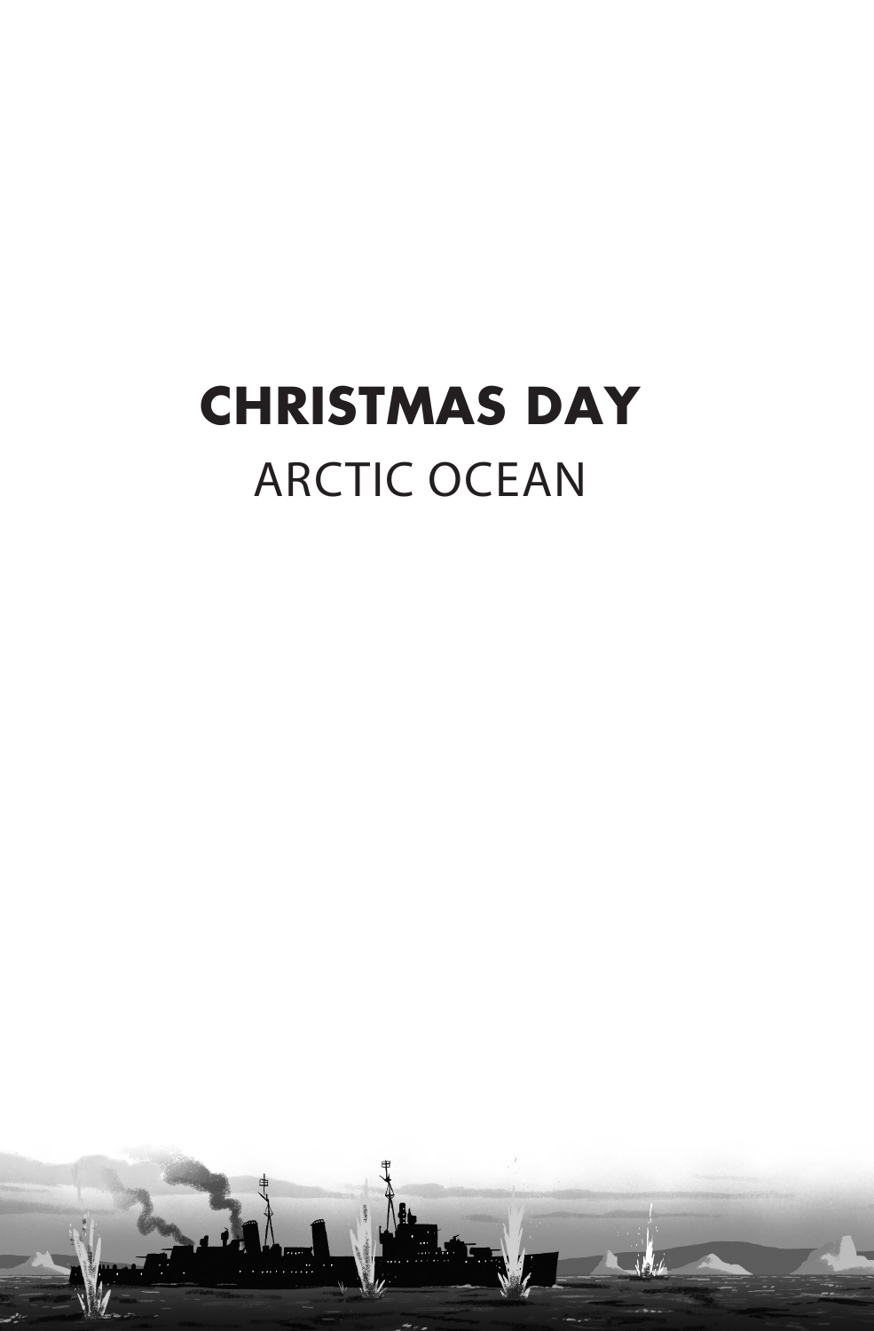# CHRISTMAS DAY

ARCTIC OCEAN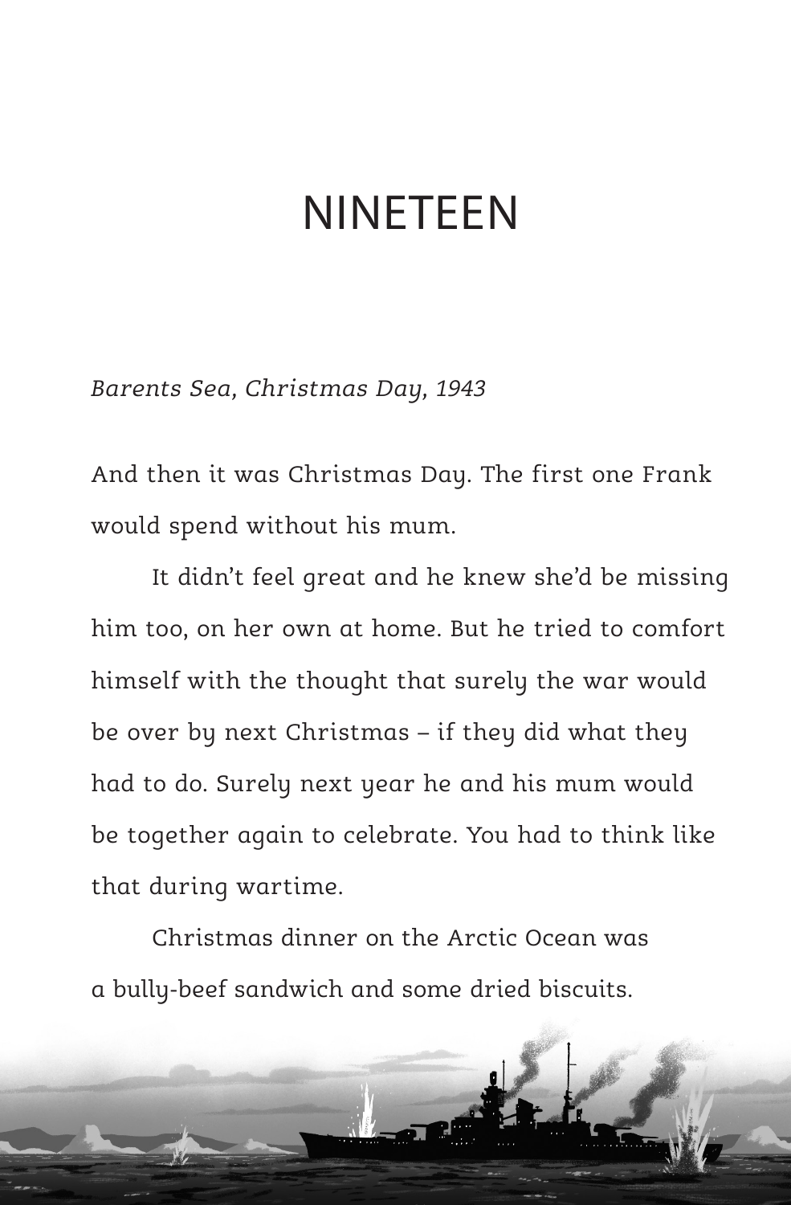# NINETEEN

*Barents Sea, Christmas Day, 1943*

And then it was Christmas Day. The first one Frank would spend without his mum.

It didn't feel great and he knew she'd be missing him too, on her own at home. But he tried to comfort himself with the thought that surely the war would be over by next Christmas – if they did what they had to do. Surely next year he and his mum would be together again to celebrate. You had to think like that during wartime.

Christmas dinner on the Arctic Ocean was a bully-beef sandwich and some dried biscuits.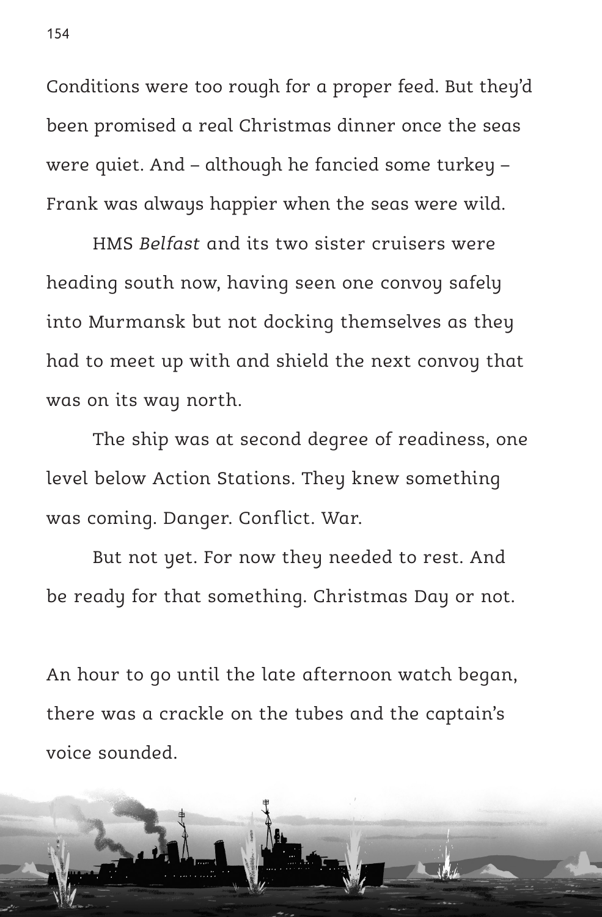Conditions were too rough for a proper feed. But they'd been promised a real Christmas dinner once the seas were quiet. And – although he fancied some turkey – Frank was always happier when the seas were wild.

HMS *Belfast* and its two sister cruisers were heading south now, having seen one convoy safely into Murmansk but not docking themselves as they had to meet up with and shield the next convoy that was on its way north.

The ship was at second degree of readiness, one level below Action Stations. They knew something was coming. Danger. Conflict. War.

But not yet. For now they needed to rest. And be ready for that something. Christmas Day or not.

An hour to go until the late afternoon watch began, there was a crackle on the tubes and the captain's voice sounded.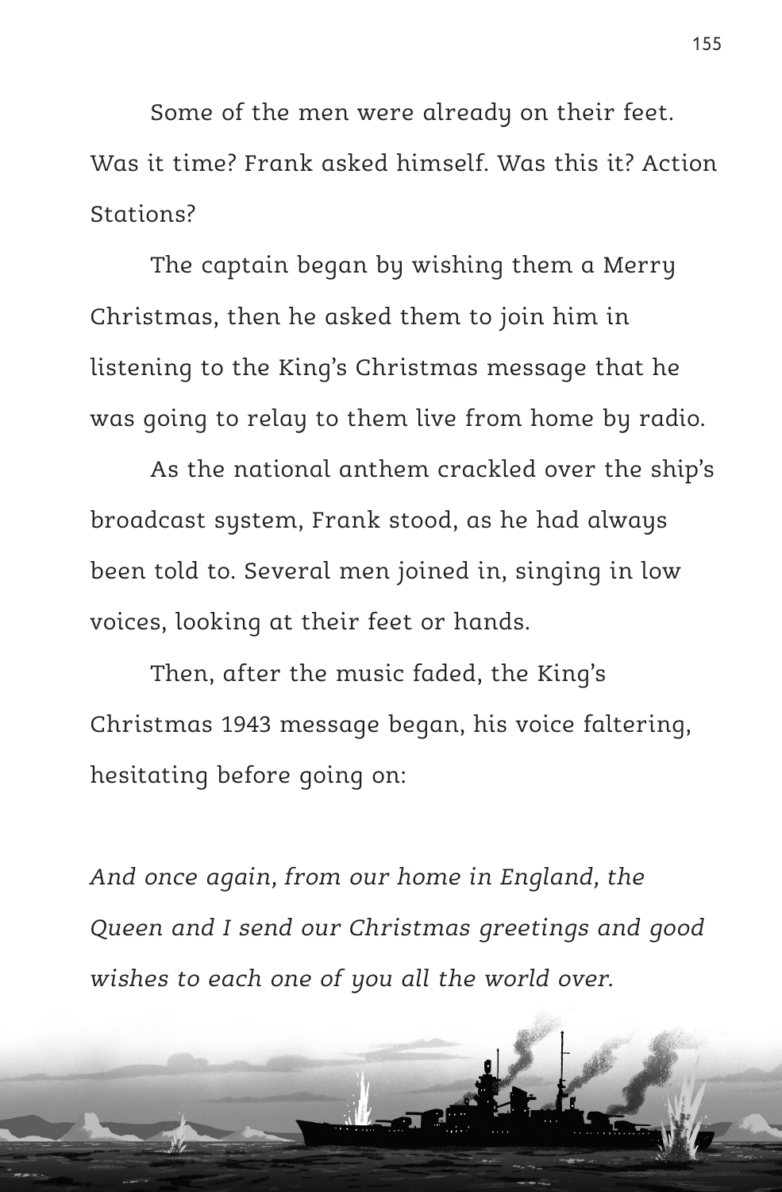Some of the men were already on their feet. Was it time? Frank asked himself. Was this it? Action Stations?

The captain began by wishing them a Merry Christmas, then he asked them to join him in listening to the King's Christmas message that he was going to relay to them live from home by radio.

As the national anthem crackled over the ship's broadcast system, Frank stood, as he had always been told to. Several men joined in, singing in low voices, looking at their feet or hands.

Then, after the music faded, the King's Christmas 1943 message began, his voice faltering, hesitating before going on:

*And once again, from our home in England, the Queen and I send our Christmas greetings and good wishes to each one of you all the world over.*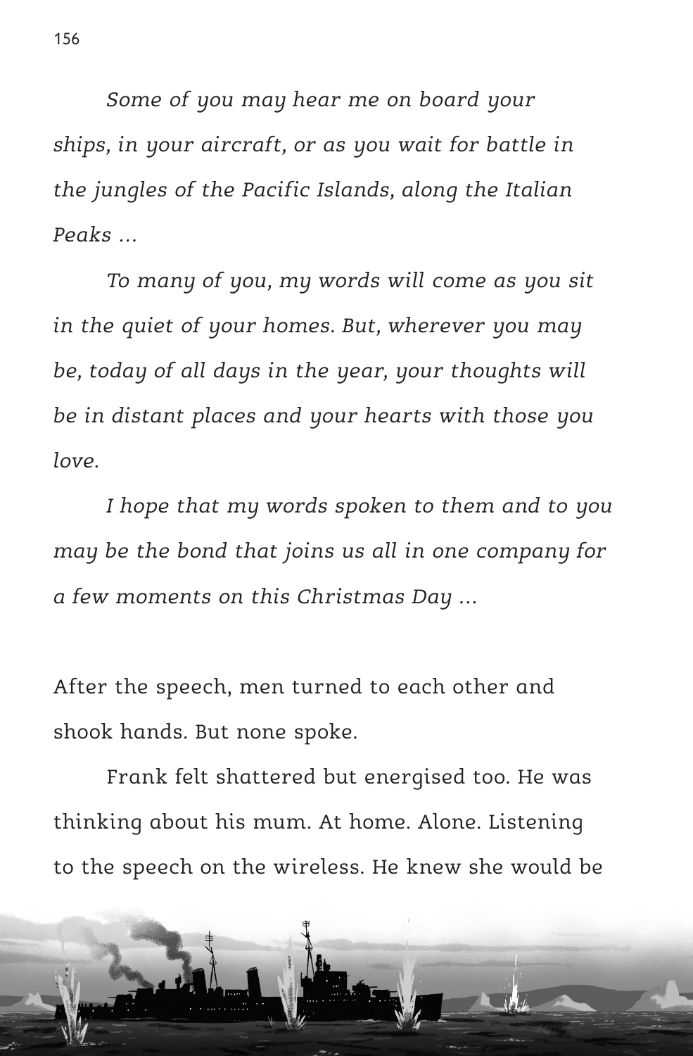*Some of you may hear me on board your ships, in your aircraft, or as you wait for battle in the jungles of the Pacific Islands, along the Italian Peaks ...*

*To many of you, my words will come as you sit in the quiet of your homes. But, wherever you may be, today of all days in the year, your thoughts will be in distant places and your hearts with those you love.*

*I hope that my words spoken to them and to you may be the bond that joins us all in one company for a few moments on this Christmas Day ...*

After the speech, men turned to each other and shook hands. But none spoke.

Frank felt shattered but energised too. He was thinking about his mum. At home. Alone. Listening to the speech on the wireless. He knew she would be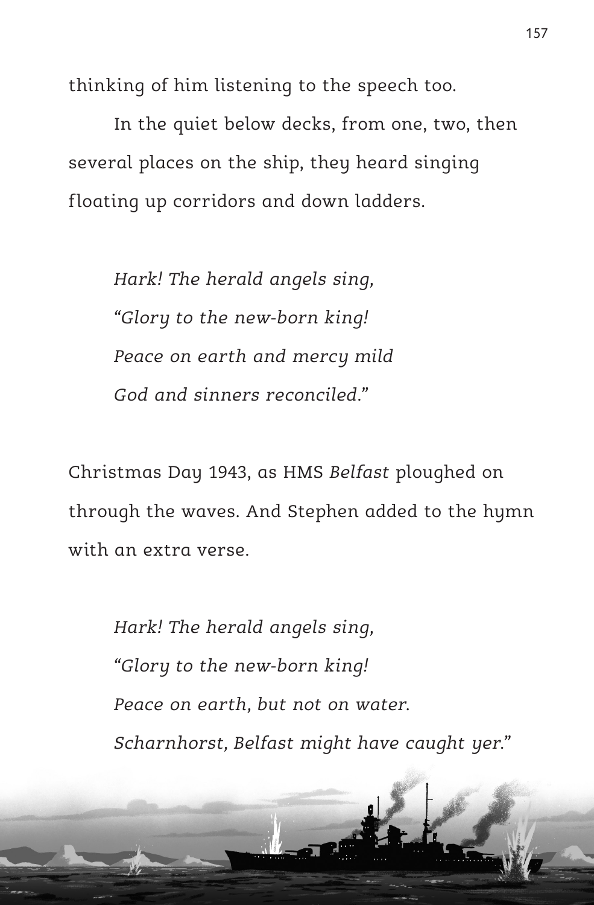thinking of him listening to the speech too.

In the quiet below decks, from one, two, then several places on the ship, they heard singing floating up corridors and down ladders.

> *Hark! The herald angels sing,*
> *"Glory to the new-born king!*
> *Peace on earth and mercy mild*
> *God and sinners reconciled."*

Christmas Day 1943, as HMS *Belfast* ploughed on through the waves. And Stephen added to the hymn with an extra verse.

> *Hark! The herald angels sing,*
> *"Glory to the new-born king!*
> *Peace on earth, but not on water.*
> *Scharnhorst, Belfast might have caught yer."*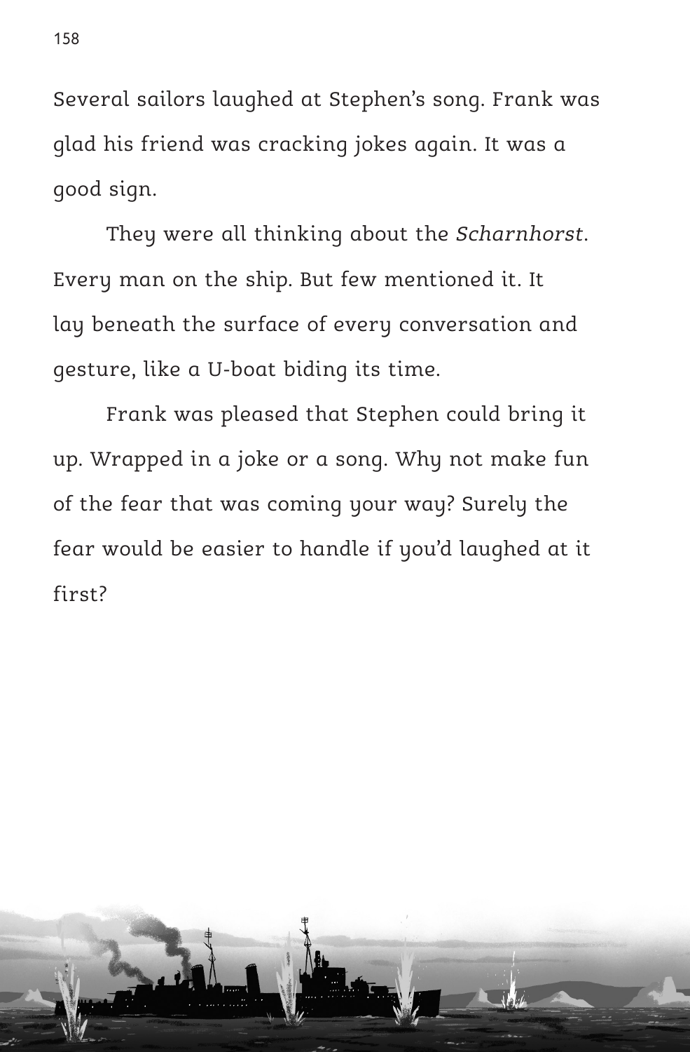Several sailors laughed at Stephen's song. Frank was glad his friend was cracking jokes again. It was a good sign.

They were all thinking about the *Scharnhorst*. Every man on the ship. But few mentioned it. It lay beneath the surface of every conversation and gesture, like a U-boat biding its time.

Frank was pleased that Stephen could bring it up. Wrapped in a joke or a song. Why not make fun of the fear that was coming your way? Surely the fear would be easier to handle if you'd laughed at it first?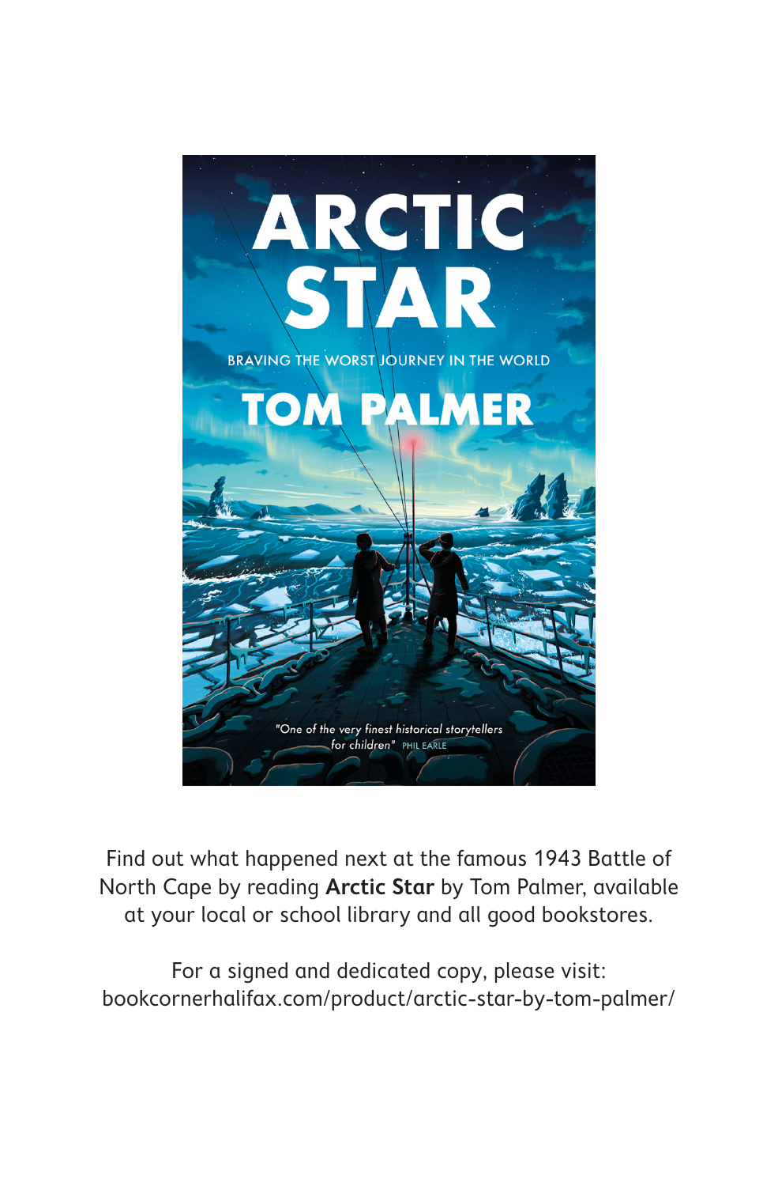ARCTIC STAR

BRAVING THE WORST JOURNEY IN THE WORLD

TOM PALMER

*"One of the very finest historical storytellers for children"* PHIL EARLE

Find out what happened next at the famous 1943 Battle of North Cape by reading **Arctic Star** by Tom Palmer, available at your local or school library and all good bookstores.

For a signed and dedicated copy, please visit:
bookcornerhalifax.com/product/arctic-star-by-tom-palmer/